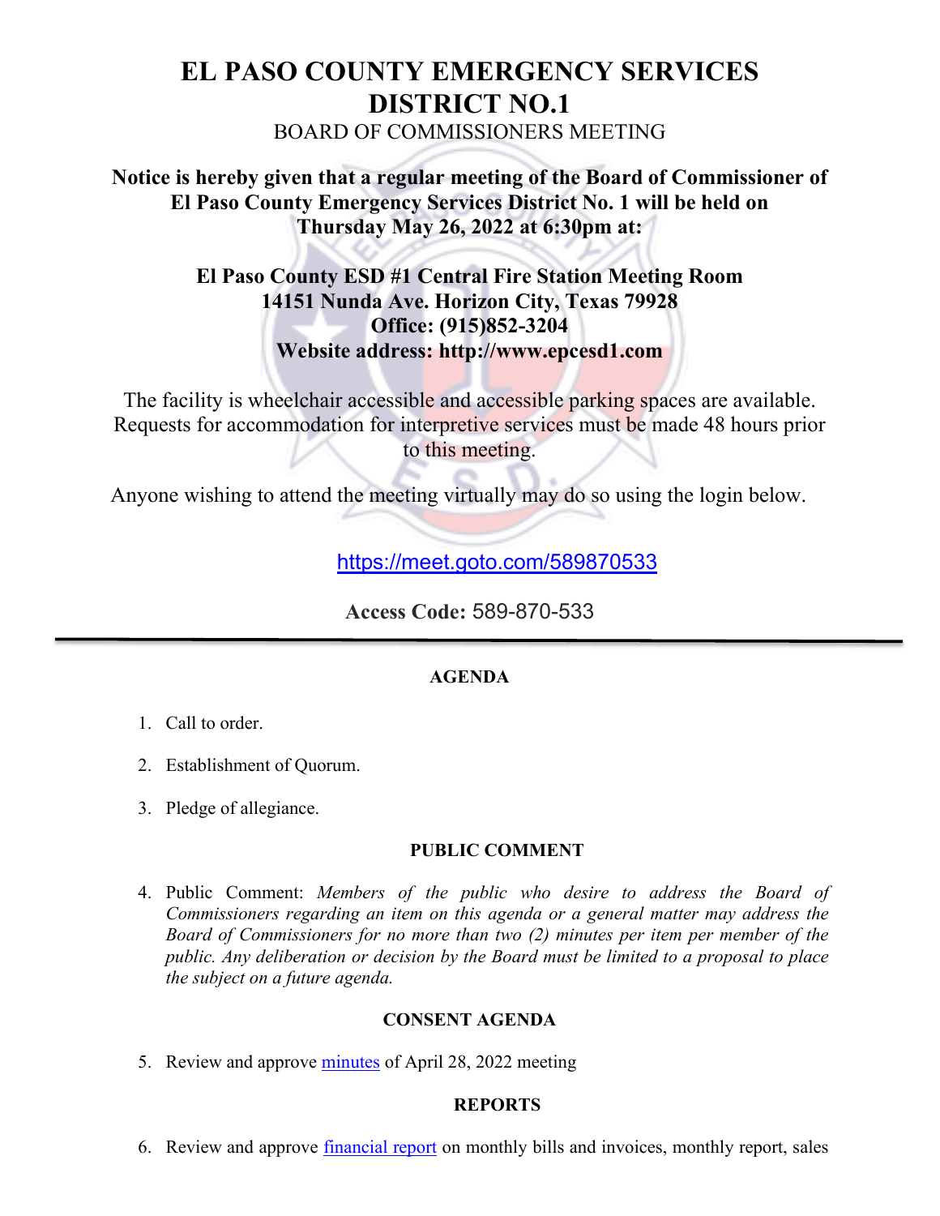# EL PASO COUNTY EMERGENCY SERVICES DISTRICT NO.1

BOARD OF COMMISSIONERS MEETING

**Notice is hereby given that a regular meeting of the Board of Commissioner of El Paso County Emergency Services District No. 1 will be held on Thursday May 26, 2022 at 6:30pm at:**

**El Paso County ESD #1 Central Fire Station Meeting Room**
**14151 Nunda Ave. Horizon City, Texas 79928**
**Office: (915)852-3204**
**Website address: http://www.epcesd1.com**

The facility is wheelchair accessible and accessible parking spaces are available. Requests for accommodation for interpretive services must be made 48 hours prior to this meeting.

Anyone wishing to attend the meeting virtually may do so using the login below.

https://meet.goto.com/589870533

**Access Code:** 589-870-533

---

## AGENDA

1. Call to order.
2. Establishment of Quorum.
3. Pledge of allegiance.

### PUBLIC COMMENT

4. Public Comment: *Members of the public who desire to address the Board of Commissioners regarding an item on this agenda or a general matter may address the Board of Commissioners for no more than two (2) minutes per item per member of the public. Any deliberation or decision by the Board must be limited to a proposal to place the subject on a future agenda.*

### CONSENT AGENDA

5. Review and approve minutes of April 28, 2022 meeting

### REPORTS

6. Review and approve financial report on monthly bills and invoices, monthly report, sales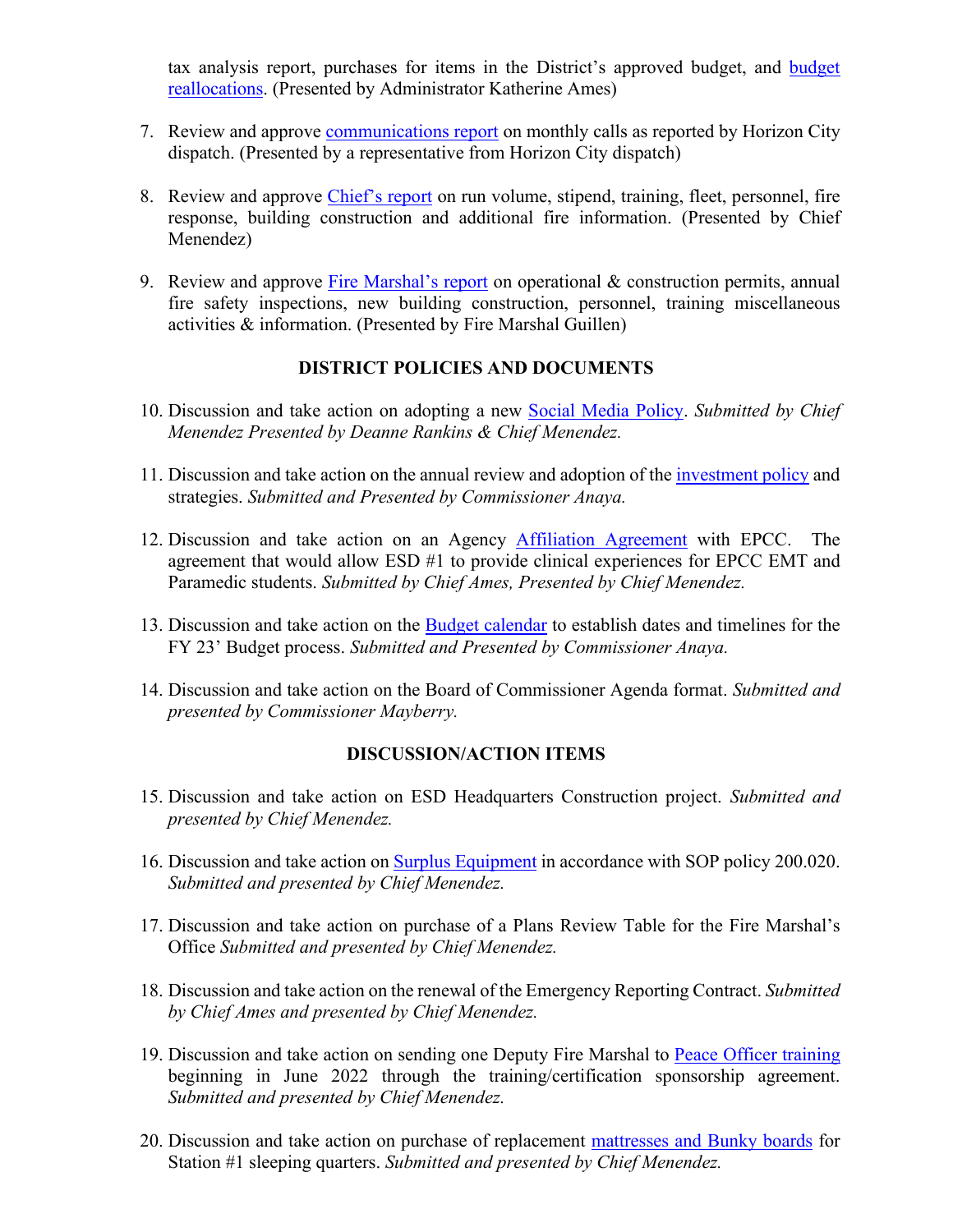tax analysis report, purchases for items in the District's approved budget, and budget reallocations. (Presented by Administrator Katherine Ames)

7. Review and approve communications report on monthly calls as reported by Horizon City dispatch. (Presented by a representative from Horizon City dispatch)

8. Review and approve Chief's report on run volume, stipend, training, fleet, personnel, fire response, building construction and additional fire information. (Presented by Chief Menendez)

9. Review and approve Fire Marshal's report on operational & construction permits, annual fire safety inspections, new building construction, personnel, training miscellaneous activities & information. (Presented by Fire Marshal Guillen)

## DISTRICT POLICIES AND DOCUMENTS

10. Discussion and take action on adopting a new Social Media Policy. *Submitted by Chief Menendez Presented by Deanne Rankins & Chief Menendez.*

11. Discussion and take action on the annual review and adoption of the investment policy and strategies. *Submitted and Presented by Commissioner Anaya.*

12. Discussion and take action on an Agency Affiliation Agreement with EPCC. The agreement that would allow ESD #1 to provide clinical experiences for EPCC EMT and Paramedic students. *Submitted by Chief Ames, Presented by Chief Menendez.*

13. Discussion and take action on the Budget calendar to establish dates and timelines for the FY 23' Budget process. *Submitted and Presented by Commissioner Anaya.*

14. Discussion and take action on the Board of Commissioner Agenda format. *Submitted and presented by Commissioner Mayberry.*

## DISCUSSION/ACTION ITEMS

15. Discussion and take action on ESD Headquarters Construction project. *Submitted and presented by Chief Menendez.*

16. Discussion and take action on Surplus Equipment in accordance with SOP policy 200.020. *Submitted and presented by Chief Menendez.*

17. Discussion and take action on purchase of a Plans Review Table for the Fire Marshal's Office *Submitted and presented by Chief Menendez.*

18. Discussion and take action on the renewal of the Emergency Reporting Contract. *Submitted by Chief Ames and presented by Chief Menendez.*

19. Discussion and take action on sending one Deputy Fire Marshal to Peace Officer training beginning in June 2022 through the training/certification sponsorship agreement. *Submitted and presented by Chief Menendez.*

20. Discussion and take action on purchase of replacement mattresses and Bunky boards for Station #1 sleeping quarters. *Submitted and presented by Chief Menendez.*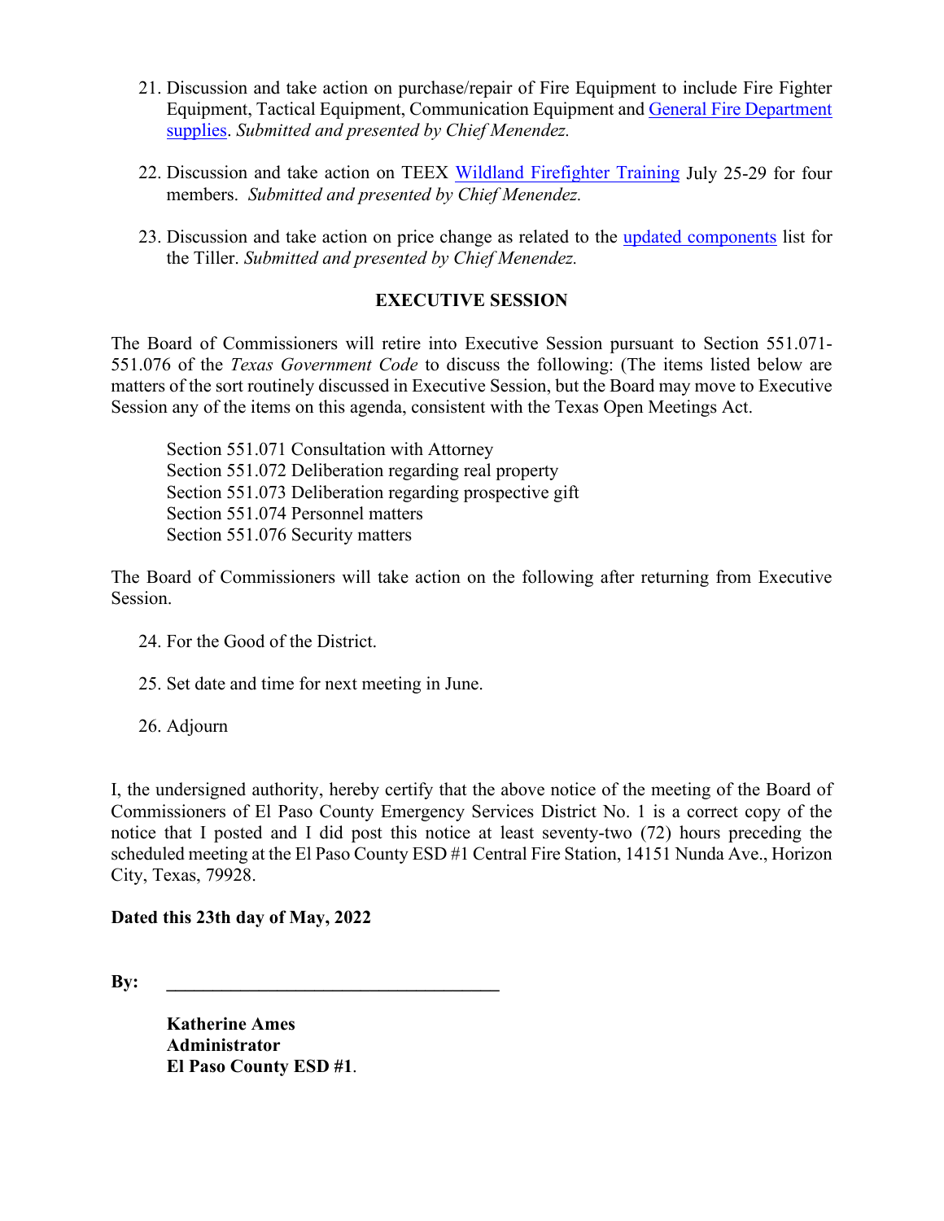21. Discussion and take action on purchase/repair of Fire Equipment to include Fire Fighter Equipment, Tactical Equipment, Communication Equipment and General Fire Department supplies. *Submitted and presented by Chief Menendez.*

22. Discussion and take action on TEEX Wildland Firefighter Training July 25-29 for four members. *Submitted and presented by Chief Menendez.*

23. Discussion and take action on price change as related to the updated components list for the Tiller. *Submitted and presented by Chief Menendez.*

## EXECUTIVE SESSION

The Board of Commissioners will retire into Executive Session pursuant to Section 551.071-551.076 of the *Texas Government Code* to discuss the following: (The items listed below are matters of the sort routinely discussed in Executive Session, but the Board may move to Executive Session any of the items on this agenda, consistent with the Texas Open Meetings Act.

Section 551.071 Consultation with Attorney
Section 551.072 Deliberation regarding real property
Section 551.073 Deliberation regarding prospective gift
Section 551.074 Personnel matters
Section 551.076 Security matters

The Board of Commissioners will take action on the following after returning from Executive Session.

24. For the Good of the District.

25. Set date and time for next meeting in June.

26. Adjourn

I, the undersigned authority, hereby certify that the above notice of the meeting of the Board of Commissioners of El Paso County Emergency Services District No. 1 is a correct copy of the notice that I posted and I did post this notice at least seventy-two (72) hours preceding the scheduled meeting at the El Paso County ESD #1 Central Fire Station, 14151 Nunda Ave., Horizon City, Texas, 79928.

**Dated this 23th day of May, 2022**

**By:** ____________________________________

**Katherine Ames**
**Administrator**
**El Paso County ESD #1**.